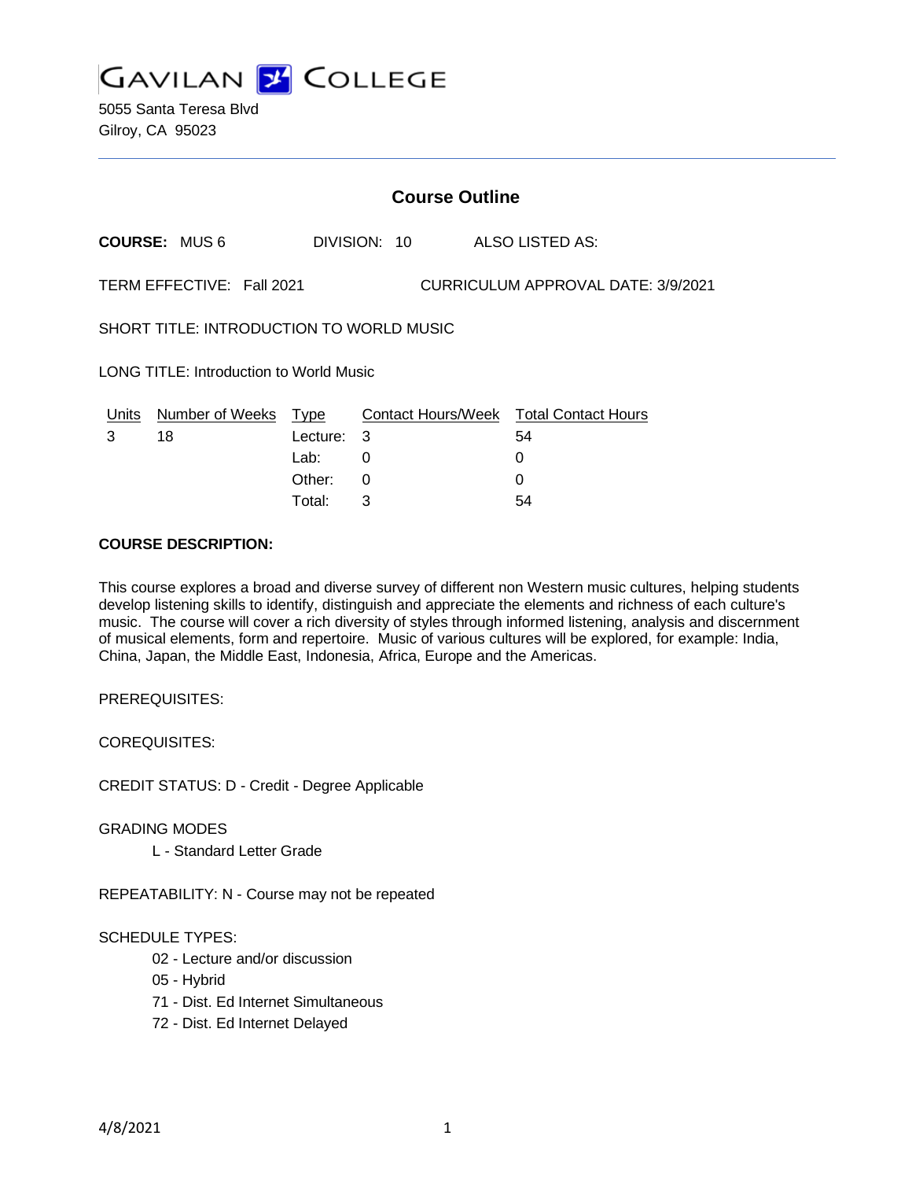# GAVILAN COLLEGE

5055 Santa Teresa Blvd
Gilroy, CA 95023

---

## Course Outline

**COURSE:** MUS 6 DIVISION: 10 ALSO LISTED AS:

TERM EFFECTIVE: Fall 2021 CURRICULUM APPROVAL DATE: 3/9/2021

SHORT TITLE: INTRODUCTION TO WORLD MUSIC

LONG TITLE: Introduction to World Music

| Units | Number of Weeks | Type | Contact Hours/Week | Total Contact Hours |
|---|---|---|---|---|
| 3 | 18 | Lecture: | 3 | 54 |
| | | Lab: | 0 | 0 |
| | | Other: | 0 | 0 |
| | | Total: | 3 | 54 |

**COURSE DESCRIPTION:**

This course explores a broad and diverse survey of different non Western music cultures, helping students develop listening skills to identify, distinguish and appreciate the elements and richness of each culture's music. The course will cover a rich diversity of styles through informed listening, analysis and discernment of musical elements, form and repertoire. Music of various cultures will be explored, for example: India, China, Japan, the Middle East, Indonesia, Africa, Europe and the Americas.

PREREQUISITES:

COREQUISITES:

CREDIT STATUS: D - Credit - Degree Applicable

GRADING MODES

- L - Standard Letter Grade

REPEATABILITY: N - Course may not be repeated

SCHEDULE TYPES:

- 02 - Lecture and/or discussion
- 05 - Hybrid
- 71 - Dist. Ed Internet Simultaneous
- 72 - Dist. Ed Internet Delayed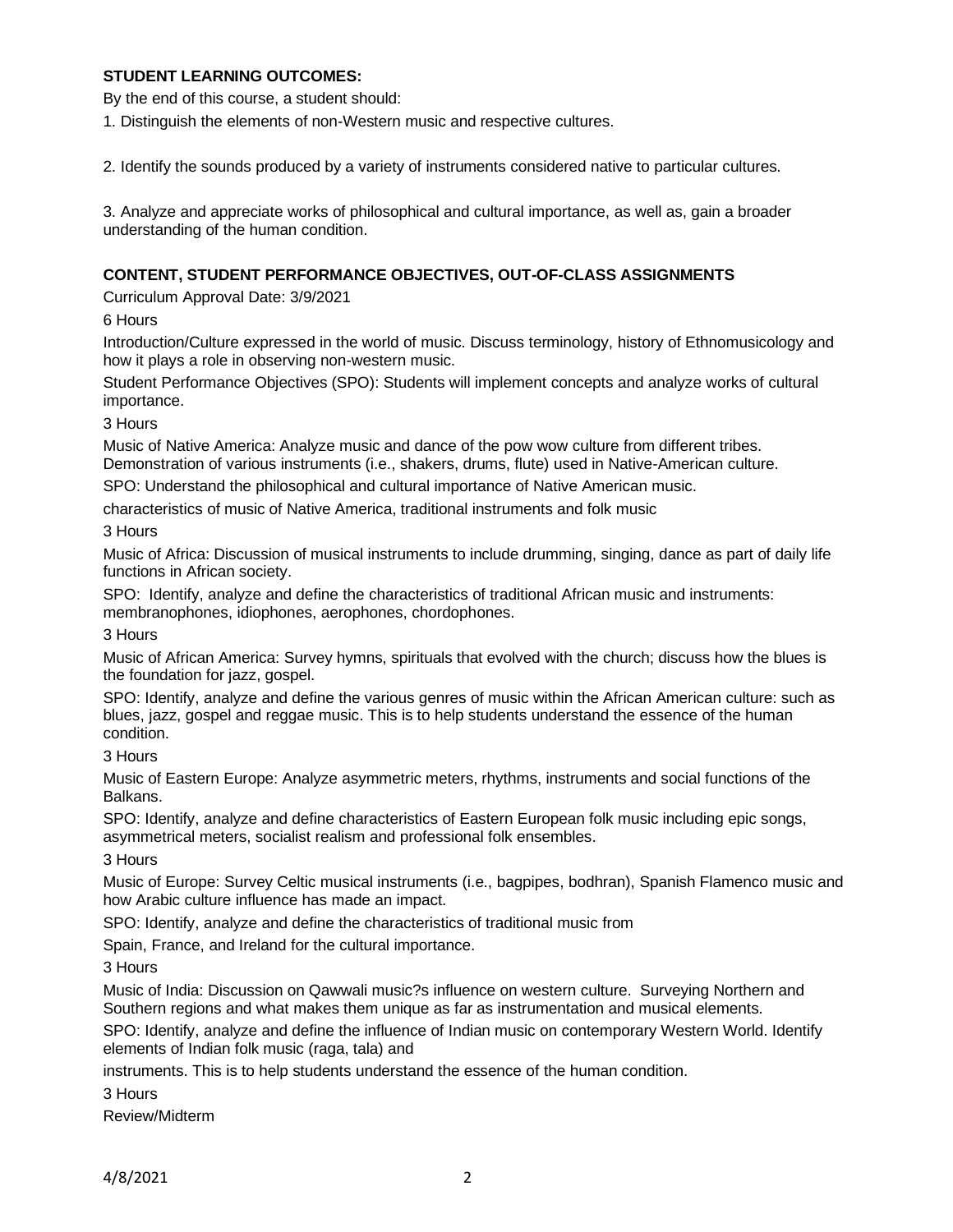## STUDENT LEARNING OUTCOMES:

By the end of this course, a student should:

1. Distinguish the elements of non-Western music and respective cultures.

2. Identify the sounds produced by a variety of instruments considered native to particular cultures.

3. Analyze and appreciate works of philosophical and cultural importance, as well as, gain a broader understanding of the human condition.

## CONTENT, STUDENT PERFORMANCE OBJECTIVES, OUT-OF-CLASS ASSIGNMENTS

Curriculum Approval Date: 3/9/2021

6 Hours

Introduction/Culture expressed in the world of music. Discuss terminology, history of Ethnomusicology and how it plays a role in observing non-western music.

Student Performance Objectives (SPO): Students will implement concepts and analyze works of cultural importance.

3 Hours

Music of Native America: Analyze music and dance of the pow wow culture from different tribes. Demonstration of various instruments (i.e., shakers, drums, flute) used in Native-American culture.

SPO: Understand the philosophical and cultural importance of Native American music.

characteristics of music of Native America, traditional instruments and folk music

3 Hours

Music of Africa: Discussion of musical instruments to include drumming, singing, dance as part of daily life functions in African society.

SPO: Identify, analyze and define the characteristics of traditional African music and instruments: membranophones, idiophones, aerophones, chordophones.

3 Hours

Music of African America: Survey hymns, spirituals that evolved with the church; discuss how the blues is the foundation for jazz, gospel.

SPO: Identify, analyze and define the various genres of music within the African American culture: such as blues, jazz, gospel and reggae music. This is to help students understand the essence of the human condition.

3 Hours

Music of Eastern Europe: Analyze asymmetric meters, rhythms, instruments and social functions of the Balkans.

SPO: Identify, analyze and define characteristics of Eastern European folk music including epic songs, asymmetrical meters, socialist realism and professional folk ensembles.

3 Hours

Music of Europe: Survey Celtic musical instruments (i.e., bagpipes, bodhran), Spanish Flamenco music and how Arabic culture influence has made an impact.

SPO: Identify, analyze and define the characteristics of traditional music from

Spain, France, and Ireland for the cultural importance.

3 Hours

Music of India: Discussion on Qawwali music?s influence on western culture. Surveying Northern and Southern regions and what makes them unique as far as instrumentation and musical elements.

SPO: Identify, analyze and define the influence of Indian music on contemporary Western World. Identify elements of Indian folk music (raga, tala) and

instruments. This is to help students understand the essence of the human condition.

3 Hours

Review/Midterm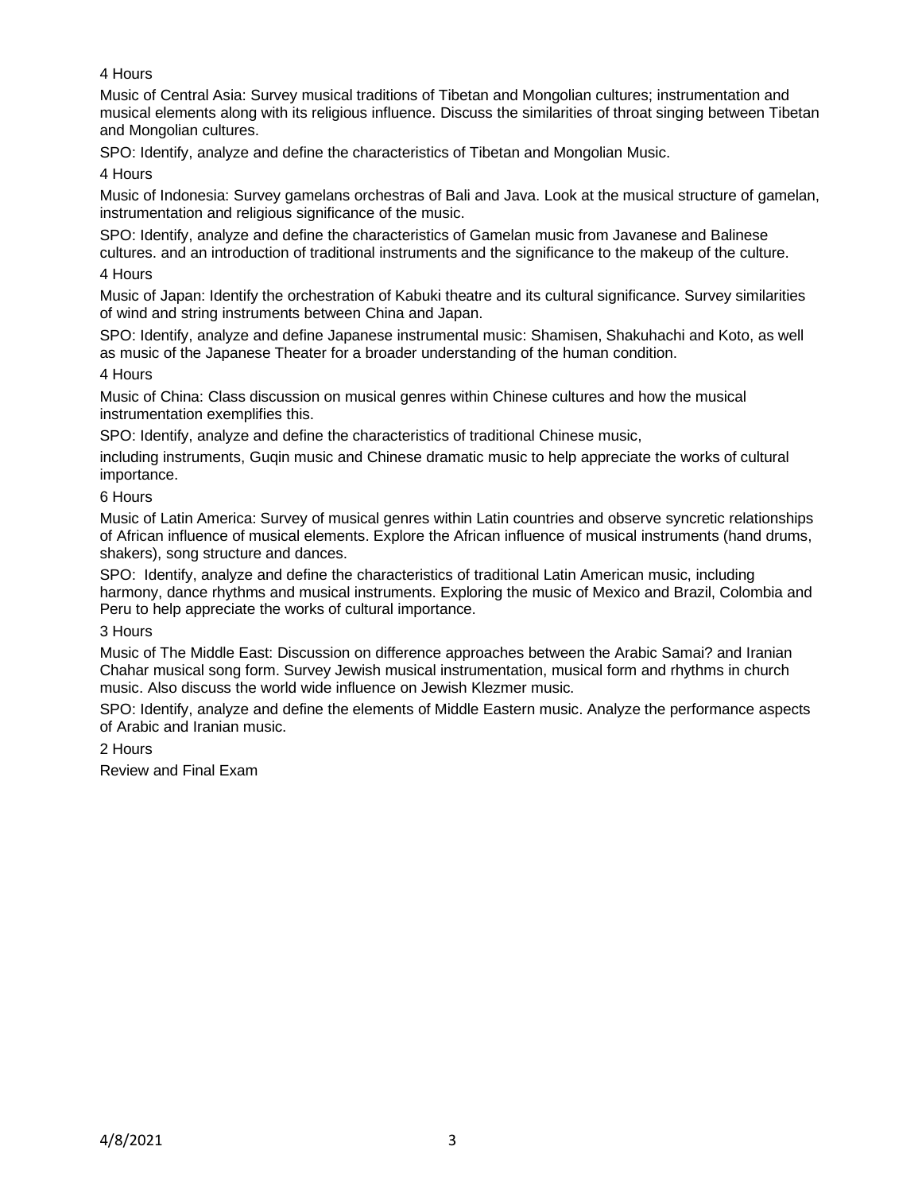4 Hours

Music of Central Asia: Survey musical traditions of Tibetan and Mongolian cultures; instrumentation and musical elements along with its religious influence. Discuss the similarities of throat singing between Tibetan and Mongolian cultures.

SPO: Identify, analyze and define the characteristics of Tibetan and Mongolian Music.

4 Hours

Music of Indonesia: Survey gamelans orchestras of Bali and Java. Look at the musical structure of gamelan, instrumentation and religious significance of the music.

SPO: Identify, analyze and define the characteristics of Gamelan music from Javanese and Balinese cultures. and an introduction of traditional instruments and the significance to the makeup of the culture.

4 Hours

Music of Japan: Identify the orchestration of Kabuki theatre and its cultural significance. Survey similarities of wind and string instruments between China and Japan.

SPO: Identify, analyze and define Japanese instrumental music: Shamisen, Shakuhachi and Koto, as well as music of the Japanese Theater for a broader understanding of the human condition.

4 Hours

Music of China: Class discussion on musical genres within Chinese cultures and how the musical instrumentation exemplifies this.

SPO: Identify, analyze and define the characteristics of traditional Chinese music,

including instruments, Guqin music and Chinese dramatic music to help appreciate the works of cultural importance.

6 Hours

Music of Latin America: Survey of musical genres within Latin countries and observe syncretic relationships of African influence of musical elements. Explore the African influence of musical instruments (hand drums, shakers), song structure and dances.

SPO: Identify, analyze and define the characteristics of traditional Latin American music, including harmony, dance rhythms and musical instruments. Exploring the music of Mexico and Brazil, Colombia and Peru to help appreciate the works of cultural importance.

3 Hours

Music of The Middle East: Discussion on difference approaches between the Arabic Samai? and Iranian Chahar musical song form. Survey Jewish musical instrumentation, musical form and rhythms in church music. Also discuss the world wide influence on Jewish Klezmer music.

SPO: Identify, analyze and define the elements of Middle Eastern music. Analyze the performance aspects of Arabic and Iranian music.

2 Hours

Review and Final Exam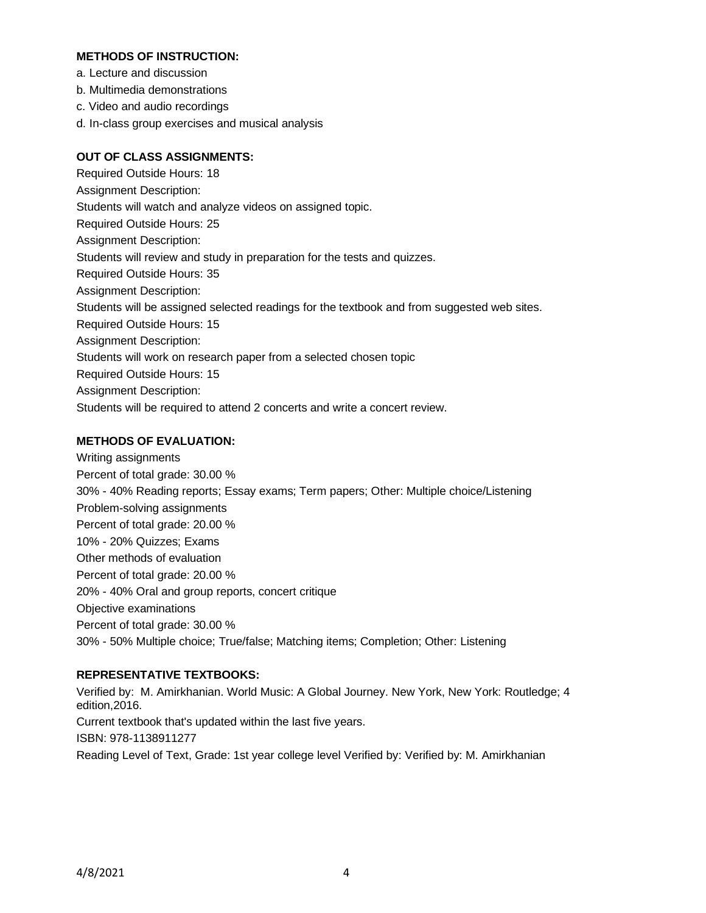**METHODS OF INSTRUCTION:**

a. Lecture and discussion
b. Multimedia demonstrations
c. Video and audio recordings
d. In-class group exercises and musical analysis

**OUT OF CLASS ASSIGNMENTS:**

Required Outside Hours: 18
Assignment Description:
Students will watch and analyze videos on assigned topic.
Required Outside Hours: 25
Assignment Description:
Students will review and study in preparation for the tests and quizzes.
Required Outside Hours: 35
Assignment Description:
Students will be assigned selected readings for the textbook and from suggested web sites.
Required Outside Hours: 15
Assignment Description:
Students will work on research paper from a selected chosen topic
Required Outside Hours: 15
Assignment Description:
Students will be required to attend 2 concerts and write a concert review.

**METHODS OF EVALUATION:**

Writing assignments
Percent of total grade: 30.00 %
30% - 40% Reading reports; Essay exams; Term papers; Other: Multiple choice/Listening
Problem-solving assignments
Percent of total grade: 20.00 %
10% - 20% Quizzes; Exams
Other methods of evaluation
Percent of total grade: 20.00 %
20% - 40% Oral and group reports, concert critique
Objective examinations
Percent of total grade: 30.00 %
30% - 50% Multiple choice; True/false; Matching items; Completion; Other: Listening

**REPRESENTATIVE TEXTBOOKS:**

Verified by: M. Amirkhanian. World Music: A Global Journey. New York, New York: Routledge; 4 edition,2016.
Current textbook that's updated within the last five years.
ISBN: 978-1138911277
Reading Level of Text, Grade: 1st year college level Verified by: Verified by: M. Amirkhanian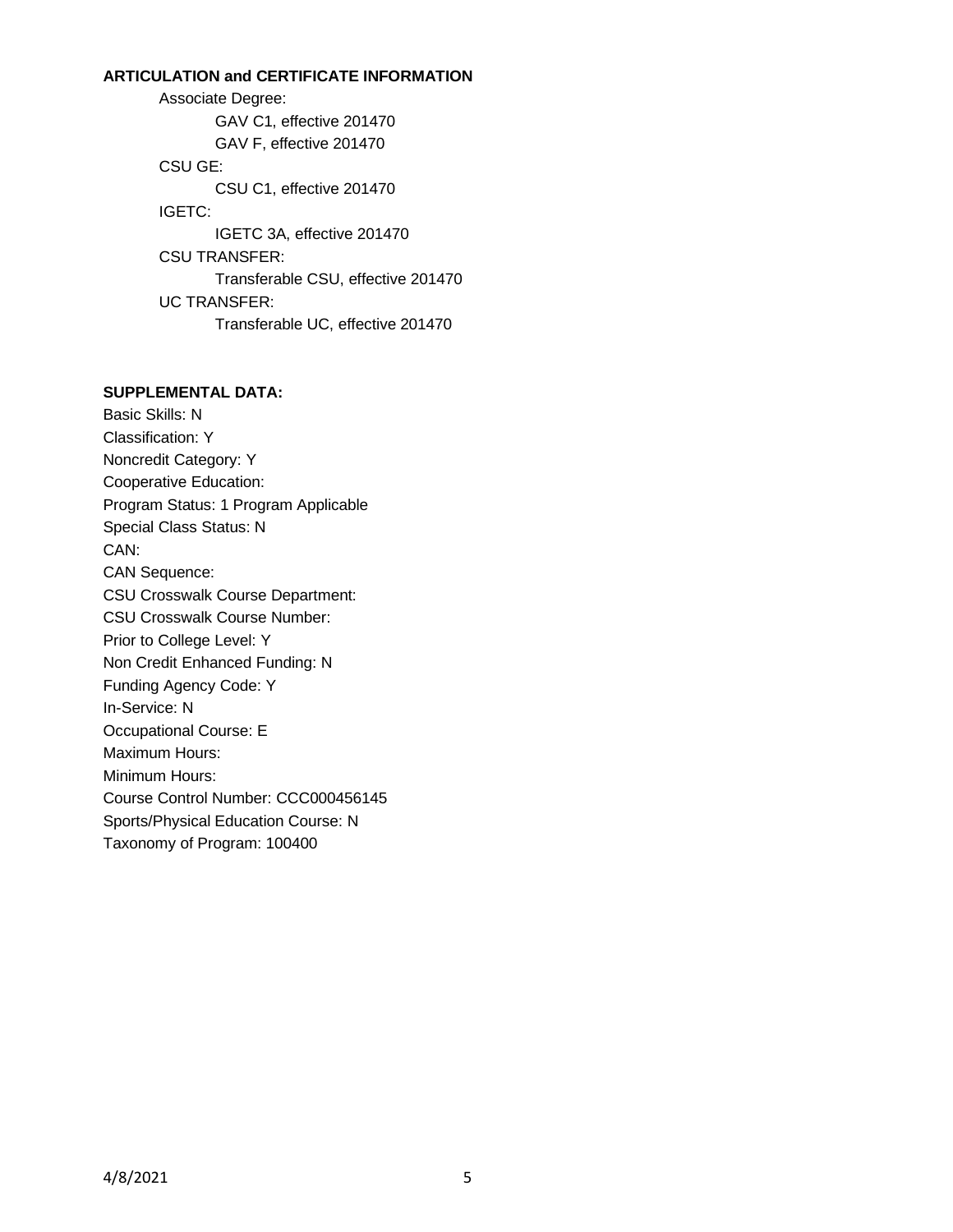**ARTICULATION and CERTIFICATE INFORMATION**

Associate Degree:
- GAV C1, effective 201470
- GAV F, effective 201470

CSU GE:
- CSU C1, effective 201470

IGETC:
- IGETC 3A, effective 201470

CSU TRANSFER:
- Transferable CSU, effective 201470

UC TRANSFER:
- Transferable UC, effective 201470

**SUPPLEMENTAL DATA:**

Basic Skills: N
Classification: Y
Noncredit Category: Y
Cooperative Education:
Program Status: 1 Program Applicable
Special Class Status: N
CAN:
CAN Sequence:
CSU Crosswalk Course Department:
CSU Crosswalk Course Number:
Prior to College Level: Y
Non Credit Enhanced Funding: N
Funding Agency Code: Y
In-Service: N
Occupational Course: E
Maximum Hours:
Minimum Hours:
Course Control Number: CCC000456145
Sports/Physical Education Course: N
Taxonomy of Program: 100400